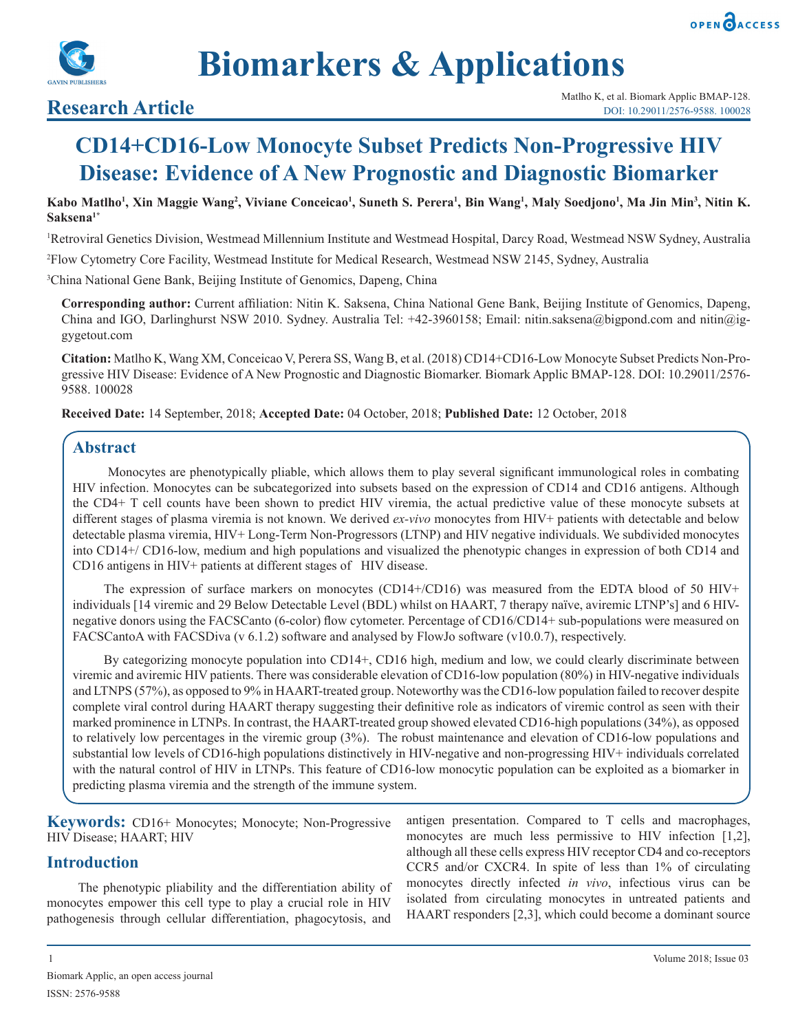# Biomarkers & Applications

## Research Article

Matlho K, et al. Biomark Applic BMAP-128. DOI: 10.29011/2576-9588. 100028

# CD14+CD16-Low Monocyte Subset Predicts Non-Progressive HIV Disease: Evidence of A New Prognostic and Diagnostic Biomarker

**Kabo Matlho[1], Xin Maggie Wang[2], Viviane Conceicao[1], Suneth S. Perera[1], Bin Wang[1], Maly Soedjono[1], Ma Jin Min[3], Nitin K. Saksena[1*]**

[1]Retroviral Genetics Division, Westmead Millennium Institute and Westmead Hospital, Darcy Road, Westmead NSW Sydney, Australia

[2]Flow Cytometry Core Facility, Westmead Institute for Medical Research, Westmead NSW 2145, Sydney, Australia

[3]China National Gene Bank, Beijing Institute of Genomics, Dapeng, China

**Corresponding author:** Current affiliation: Nitin K. Saksena, China National Gene Bank, Beijing Institute of Genomics, Dapeng, China and IGO, Darlinghurst NSW 2010. Sydney. Australia Tel: +42-3960158; Email: nitin.saksena@bigpond.com and nitin@iggygetout.com

**Citation:** Matlho K, Wang XM, Conceicao V, Perera SS, Wang B, et al. (2018) CD14+CD16-Low Monocyte Subset Predicts Non-Progressive HIV Disease: Evidence of A New Prognostic and Diagnostic Biomarker. Biomark Applic BMAP-128. DOI: 10.29011/2576-9588. 100028

**Received Date:** 14 September, 2018; **Accepted Date:** 04 October, 2018; **Published Date:** 12 October, 2018

## Abstract

Monocytes are phenotypically pliable, which allows them to play several significant immunological roles in combating HIV infection. Monocytes can be subcategorized into subsets based on the expression of CD14 and CD16 antigens. Although the CD4+ T cell counts have been shown to predict HIV viremia, the actual predictive value of these monocyte subsets at different stages of plasma viremia is not known. We derived *ex-vivo* monocytes from HIV+ patients with detectable and below detectable plasma viremia, HIV+ Long-Term Non-Progressors (LTNP) and HIV negative individuals. We subdivided monocytes into CD14+/ CD16-low, medium and high populations and visualized the phenotypic changes in expression of both CD14 and CD16 antigens in HIV+ patients at different stages of HIV disease.

The expression of surface markers on monocytes (CD14+/CD16) was measured from the EDTA blood of 50 HIV+ individuals [14 viremic and 29 Below Detectable Level (BDL) whilst on HAART, 7 therapy naïve, aviremic LTNP's] and 6 HIV-negative donors using the FACSCanto (6-color) flow cytometer. Percentage of CD16/CD14+ sub-populations were measured on FACSCantoA with FACSDiva (v 6.1.2) software and analysed by FlowJo software (v10.0.7), respectively.

By categorizing monocyte population into CD14+, CD16 high, medium and low, we could clearly discriminate between viremic and aviremic HIV patients. There was considerable elevation of CD16-low population (80%) in HIV-negative individuals and LTNPS (57%), as opposed to 9% in HAART-treated group. Noteworthy was the CD16-low population failed to recover despite complete viral control during HAART therapy suggesting their definitive role as indicators of viremic control as seen with their marked prominence in LTNPs. In contrast, the HAART-treated group showed elevated CD16-high populations (34%), as opposed to relatively low percentages in the viremic group (3%). The robust maintenance and elevation of CD16-low populations and substantial low levels of CD16-high populations distinctively in HIV-negative and non-progressing HIV+ individuals correlated with the natural control of HIV in LTNPs. This feature of CD16-low monocytic population can be exploited as a biomarker in predicting plasma viremia and the strength of the immune system.

**Keywords:** CD16+ Monocytes; Monocyte; Non-Progressive HIV Disease; HAART; HIV

## Introduction

The phenotypic pliability and the differentiation ability of monocytes empower this cell type to play a crucial role in HIV pathogenesis through cellular differentiation, phagocytosis, and antigen presentation. Compared to T cells and macrophages, monocytes are much less permissive to HIV infection [1,2], although all these cells express HIV receptor CD4 and co-receptors CCR5 and/or CXCR4. In spite of less than 1% of circulating monocytes directly infected *in vivo*, infectious virus can be isolated from circulating monocytes in untreated patients and HAART responders [2,3], which could become a dominant source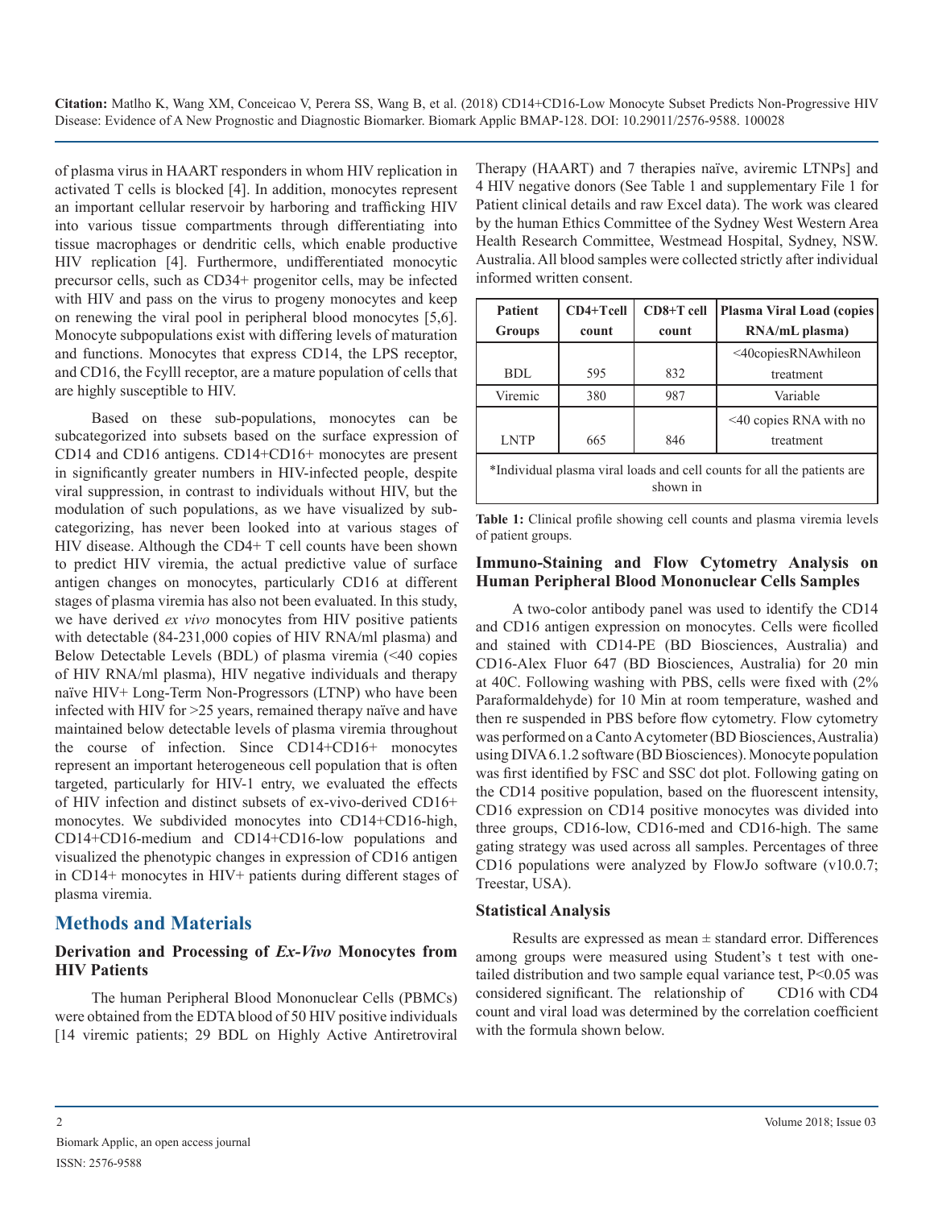of plasma virus in HAART responders in whom HIV replication in activated T cells is blocked [4]. In addition, monocytes represent an important cellular reservoir by harboring and trafficking HIV into various tissue compartments through differentiating into tissue macrophages or dendritic cells, which enable productive HIV replication [4]. Furthermore, undifferentiated monocytic precursor cells, such as CD34+ progenitor cells, may be infected with HIV and pass on the virus to progeny monocytes and keep on renewing the viral pool in peripheral blood monocytes [5,6]. Monocyte subpopulations exist with differing levels of maturation and functions. Monocytes that express CD14, the LPS receptor, and CD16, the FcγIII receptor, are a mature population of cells that are highly susceptible to HIV.

Based on these sub-populations, monocytes can be subcategorized into subsets based on the surface expression of CD14 and CD16 antigens. CD14+CD16+ monocytes are present in significantly greater numbers in HIV-infected people, despite viral suppression, in contrast to individuals without HIV, but the modulation of such populations, as we have visualized by sub-categorizing, has never been looked into at various stages of HIV disease. Although the CD4+ T cell counts have been shown to predict HIV viremia, the actual predictive value of surface antigen changes on monocytes, particularly CD16 at different stages of plasma viremia has also not been evaluated. In this study, we have derived *ex vivo* monocytes from HIV positive patients with detectable (84-231,000 copies of HIV RNA/ml plasma) and Below Detectable Levels (BDL) of plasma viremia (<40 copies of HIV RNA/ml plasma), HIV negative individuals and therapy naïve HIV+ Long-Term Non-Progressors (LTNP) who have been infected with HIV for >25 years, remained therapy naïve and have maintained below detectable levels of plasma viremia throughout the course of infection. Since CD14+CD16+ monocytes represent an important heterogeneous cell population that is often targeted, particularly for HIV-1 entry, we evaluated the effects of HIV infection and distinct subsets of ex-vivo-derived CD16+ monocytes. We subdivided monocytes into CD14+CD16-high, CD14+CD16-medium and CD14+CD16-low populations and visualized the phenotypic changes in expression of CD16 antigen in CD14+ monocytes in HIV+ patients during different stages of plasma viremia.

## Methods and Materials

### Derivation and Processing of *Ex-Vivo* Monocytes from HIV Patients

The human Peripheral Blood Mononuclear Cells (PBMCs) were obtained from the EDTA blood of 50 HIV positive individuals [14 viremic patients; 29 BDL on Highly Active Antiretroviral Therapy (HAART) and 7 therapies naïve, aviremic LTNPs] and 4 HIV negative donors (See Table 1 and supplementary File 1 for Patient clinical details and raw Excel data). The work was cleared by the human Ethics Committee of the Sydney West Western Area Health Research Committee, Westmead Hospital, Sydney, NSW. Australia. All blood samples were collected strictly after individual informed written consent.

| Patient Groups | CD4+Tcell count | CD8+T cell count | Plasma Viral Load (copies RNA/mL plasma) |
|---|---|---|---|
| BDL | 595 | 832 | <40copiesRNAwhileon treatment |
| Viremic | 380 | 987 | Variable |
| LNTP | 665 | 846 | <40 copies RNA with no treatment |
| *Individual plasma viral loads and cell counts for all the patients are shown in | | | |

**Table 1:** Clinical profile showing cell counts and plasma viremia levels of patient groups.

### Immuno-Staining and Flow Cytometry Analysis on Human Peripheral Blood Mononuclear Cells Samples

A two-color antibody panel was used to identify the CD14 and CD16 antigen expression on monocytes. Cells were ficolled and stained with CD14-PE (BD Biosciences, Australia) and CD16-Alex Fluor 647 (BD Biosciences, Australia) for 20 min at 40C. Following washing with PBS, cells were fixed with (2% Paraformaldehyde) for 10 Min at room temperature, washed and then re suspended in PBS before flow cytometry. Flow cytometry was performed on a Canto A cytometer (BD Biosciences, Australia) using DIVA 6.1.2 software (BD Biosciences). Monocyte population was first identified by FSC and SSC dot plot. Following gating on the CD14 positive population, based on the fluorescent intensity, CD16 expression on CD14 positive monocytes was divided into three groups, CD16-low, CD16-med and CD16-high. The same gating strategy was used across all samples. Percentages of three CD16 populations were analyzed by FlowJo software (v10.0.7; Treestar, USA).

### Statistical Analysis

Results are expressed as mean ± standard error. Differences among groups were measured using Student's t test with one-tailed distribution and two sample equal variance test, $P<0.05$ was considered significant. The relationship of CD16 with CD4 count and viral load was determined by the correlation coefficient with the formula shown below.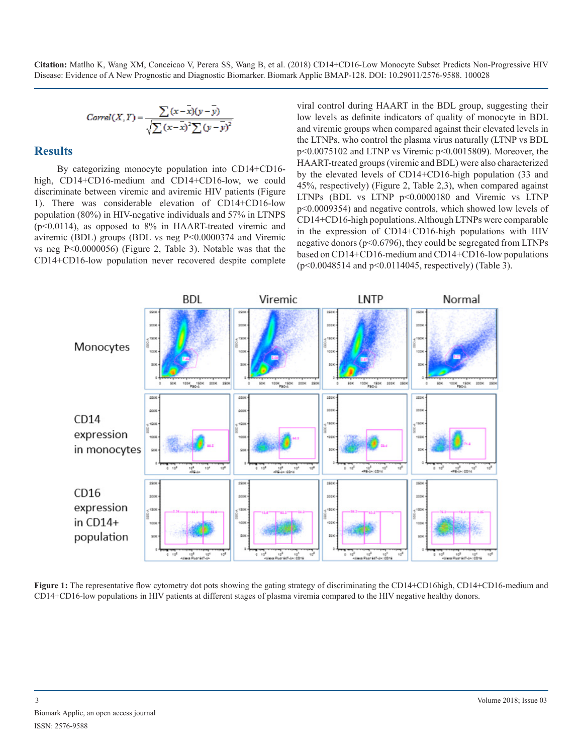$$Correl(X,Y) = \frac{\sum (x-\bar{x})(y-\bar{y})}{\sqrt{\sum (x-\bar{x})^2 \sum (y-\bar{y})^2}}$$

## Results

By categorizing monocyte population into CD14+CD16-high, CD14+CD16-medium and CD14+CD16-low, we could discriminate between viremic and aviremic HIV patients (Figure 1). There was considerable elevation of CD14+CD16-low population (80%) in HIV-negative individuals and 57% in LTNPS ($p<0.0114$), as opposed to 8% in HAART-treated viremic and aviremic (BDL) groups (BDL vs neg $P<0.0000374$ and Viremic vs neg $P<0.0000056$) (Figure 2, Table 3). Notable was that the CD14+CD16-low population never recovered despite complete viral control during HAART in the BDL group, suggesting their low levels as definite indicators of quality of monocyte in BDL and viremic groups when compared against their elevated levels in the LTNPs, who control the plasma virus naturally (LTNP vs BDL $p<0.0075102$ and LTNP vs Viremic $p<0.0015809$). Moreover, the HAART-treated groups (viremic and BDL) were also characterized by the elevated levels of CD14+CD16-high population (33 and 45%, respectively) (Figure 2, Table 2,3), when compared against LTNPs (BDL vs LTNP $p<0.0000180$ and Viremic vs LTNP $p<0.0009354$) and negative controls, which showed low levels of CD14+CD16-high populations. Although LTNPs were comparable in the expression of CD14+CD16-high populations with HIV negative donors ($p<0.6796$), they could be segregated from LTNPs based on CD14+CD16-medium and CD14+CD16-low populations ($p<0.0048514$ and $p<0.0114045$, respectively) (Table 3).

**Figure 1:** The representative flow cytometry dot pots showing the gating strategy of discriminating the CD14+CD16high, CD14+CD16-medium and CD14+CD16-low populations in HIV patients at different stages of plasma viremia compared to the HIV negative healthy donors.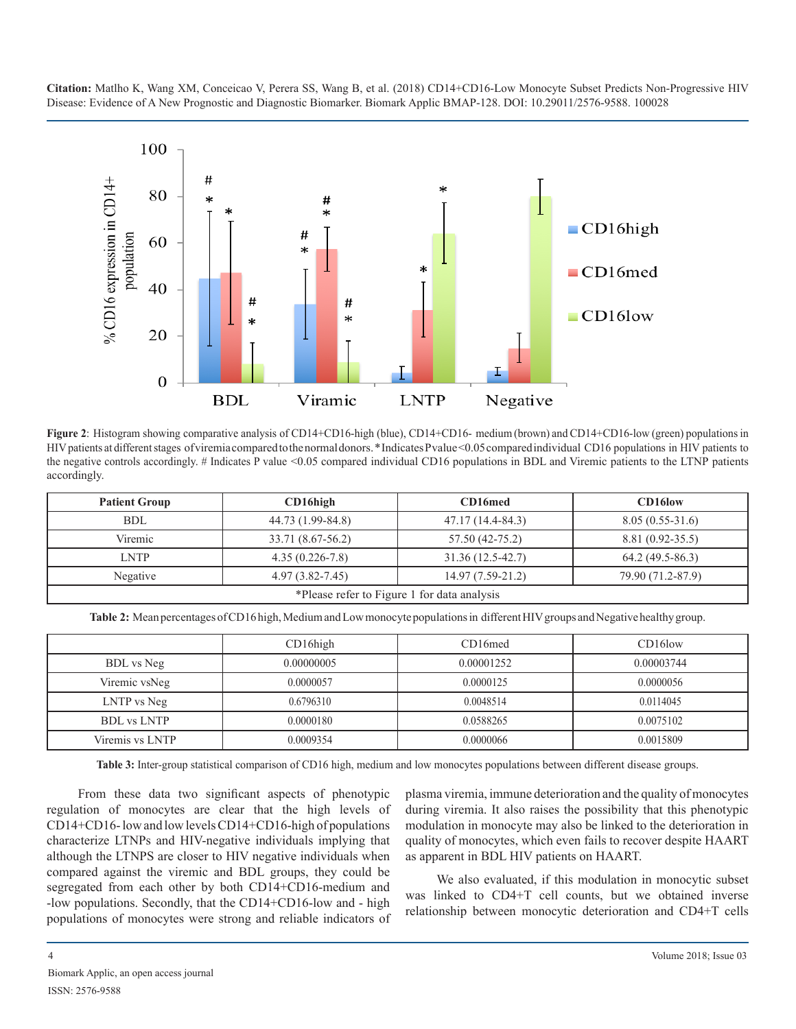**Figure 2**: Histogram showing comparative analysis of CD14+CD16-high (blue), CD14+CD16- medium (brown) and CD14+CD16-low (green) populations in HIV patients at different stages of viremia compared to the normal donors. * Indicates P value <0.05 compared individual CD16 populations in HIV patients to the negative controls accordingly. # Indicates P value <0.05 compared individual CD16 populations in BDL and Viremic patients to the LTNP patients accordingly.

| Patient Group | CD16high | CD16med | CD16low |
|---|---|---|---|
| BDL | 44.73 (1.99-84.8) | 47.17 (14.4-84.3) | 8.05 (0.55-31.6) |
| Viremic | 33.71 (8.67-56.2) | 57.50 (42-75.2) | 8.81 (0.92-35.5) |
| LNTP | 4.35 (0.226-7.8) | 31.36 (12.5-42.7) | 64.2 (49.5-86.3) |
| Negative | 4.97 (3.82-7.45) | 14.97 (7.59-21.2) | 79.90 (71.2-87.9) |
| *Please refer to Figure 1 for data analysis | | | |

**Table 2:** Mean percentages of CD16 high, Medium and Low monocyte populations in different HIV groups and Negative healthy group.

| | CD16high | CD16med | CD16low |
|---|---|---|---|
| BDL vs Neg | 0.00000005 | 0.00001252 | 0.00003744 |
| Viremic vsNeg | 0.0000057 | 0.0000125 | 0.0000056 |
| LNTP vs Neg | 0.6796310 | 0.0048514 | 0.0114045 |
| BDL vs LNTP | 0.0000180 | 0.0588265 | 0.0075102 |
| Viremis vs LNTP | 0.0009354 | 0.0000066 | 0.0015809 |

**Table 3:** Inter-group statistical comparison of CD16 high, medium and low monocytes populations between different disease groups.

From these data two significant aspects of phenotypic regulation of monocytes are clear that the high levels of CD14+CD16- low and low levels CD14+CD16-high of populations characterize LTNPs and HIV-negative individuals implying that although the LTNPS are closer to HIV negative individuals when compared against the viremic and BDL groups, they could be segregated from each other by both CD14+CD16-medium and -low populations. Secondly, that the CD14+CD16-low and - high populations of monocytes were strong and reliable indicators of plasma viremia, immune deterioration and the quality of monocytes during viremia. It also raises the possibility that this phenotypic modulation in monocyte may also be linked to the deterioration in quality of monocytes, which even fails to recover despite HAART as apparent in BDL HIV patients on HAART.

We also evaluated, if this modulation in monocytic subset was linked to CD4+T cell counts, but we obtained inverse relationship between monocytic deterioration and CD4+T cells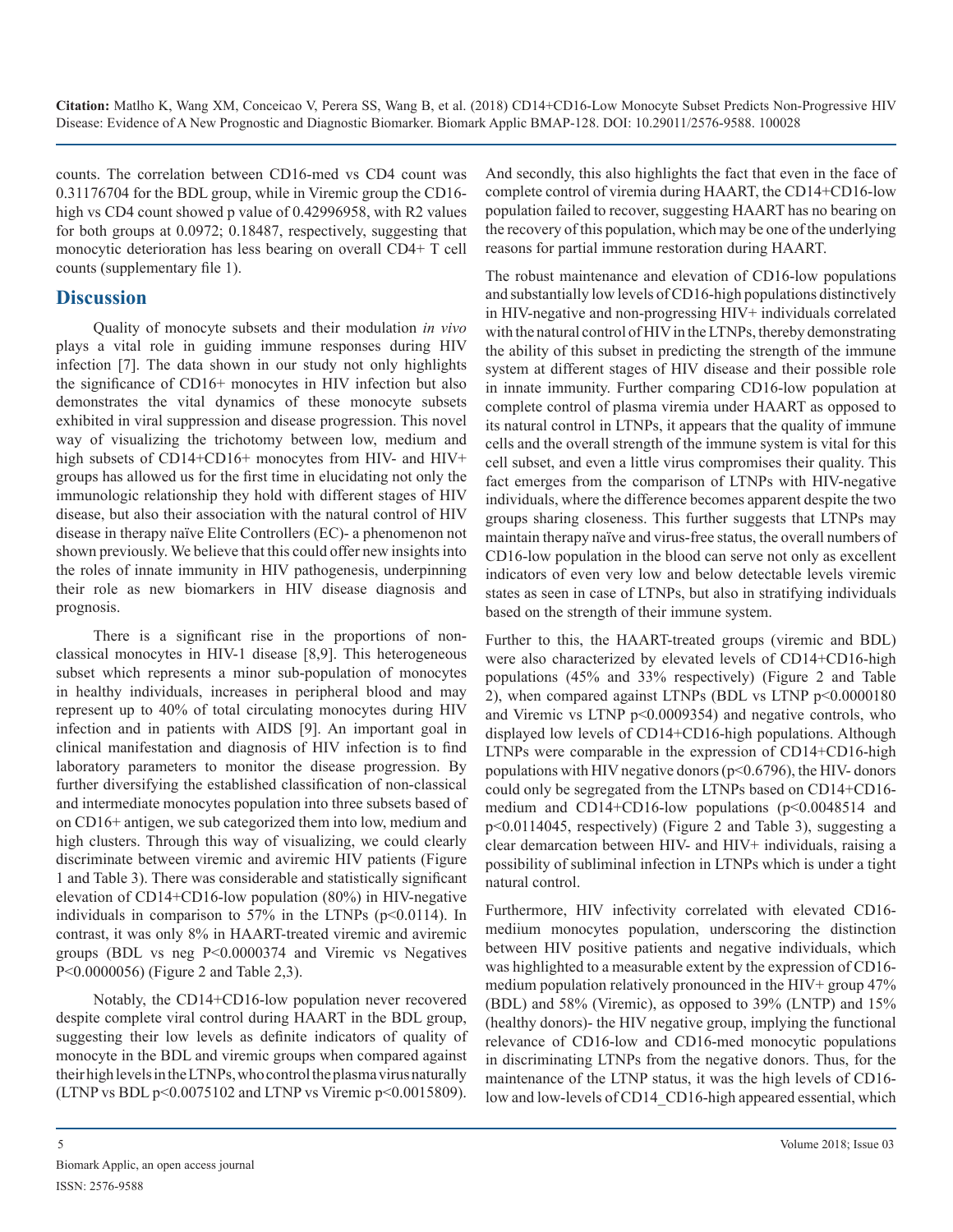counts. The correlation between CD16-med vs CD4 count was 0.31176704 for the BDL group, while in Viremic group the CD16-high vs CD4 count showed p value of 0.42996958, with R2 values for both groups at 0.0972; 0.18487, respectively, suggesting that monocytic deterioration has less bearing on overall CD4+ T cell counts (supplementary file 1).

## Discussion

Quality of monocyte subsets and their modulation *in vivo* plays a vital role in guiding immune responses during HIV infection [7]. The data shown in our study not only highlights the significance of CD16+ monocytes in HIV infection but also demonstrates the vital dynamics of these monocyte subsets exhibited in viral suppression and disease progression. This novel way of visualizing the trichotomy between low, medium and high subsets of CD14+CD16+ monocytes from HIV- and HIV+ groups has allowed us for the first time in elucidating not only the immunologic relationship they hold with different stages of HIV disease, but also their association with the natural control of HIV disease in therapy naïve Elite Controllers (EC)- a phenomenon not shown previously. We believe that this could offer new insights into the roles of innate immunity in HIV pathogenesis, underpinning their role as new biomarkers in HIV disease diagnosis and prognosis.

There is a significant rise in the proportions of non-classical monocytes in HIV-1 disease [8,9]. This heterogeneous subset which represents a minor sub-population of monocytes in healthy individuals, increases in peripheral blood and may represent up to 40% of total circulating monocytes during HIV infection and in patients with AIDS [9]. An important goal in clinical manifestation and diagnosis of HIV infection is to find laboratory parameters to monitor the disease progression. By further diversifying the established classification of non-classical and intermediate monocytes population into three subsets based of on CD16+ antigen, we sub categorized them into low, medium and high clusters. Through this way of visualizing, we could clearly discriminate between viremic and aviremic HIV patients (Figure 1 and Table 3). There was considerable and statistically significant elevation of CD14+CD16-low population (80%) in HIV-negative individuals in comparison to 57% in the LTNPs ($p<0.0114$). In contrast, it was only 8% in HAART-treated viremic and aviremic groups (BDL vs neg $P<0.0000374$ and Viremic vs Negatives $P<0.0000056$) (Figure 2 and Table 2,3).

Notably, the CD14+CD16-low population never recovered despite complete viral control during HAART in the BDL group, suggesting their low levels as definite indicators of quality of monocyte in the BDL and viremic groups when compared against their high levels in the LTNPs, who control the plasma virus naturally (LTNP vs BDL $p<0.0075102$ and LTNP vs Viremic $p<0.0015809$). And secondly, this also highlights the fact that even in the face of complete control of viremia during HAART, the CD14+CD16-low population failed to recover, suggesting HAART has no bearing on the recovery of this population, which may be one of the underlying reasons for partial immune restoration during HAART.

The robust maintenance and elevation of CD16-low populations and substantially low levels of CD16-high populations distinctively in HIV-negative and non-progressing HIV+ individuals correlated with the natural control of HIV in the LTNPs, thereby demonstrating the ability of this subset in predicting the strength of the immune system at different stages of HIV disease and their possible role in innate immunity. Further comparing CD16-low population at complete control of plasma viremia under HAART as opposed to its natural control in LTNPs, it appears that the quality of immune cells and the overall strength of the immune system is vital for this cell subset, and even a little virus compromises their quality. This fact emerges from the comparison of LTNPs with HIV-negative individuals, where the difference becomes apparent despite the two groups sharing closeness. This further suggests that LTNPs may maintain therapy naïve and virus-free status, the overall numbers of CD16-low population in the blood can serve not only as excellent indicators of even very low and below detectable levels viremic states as seen in case of LTNPs, but also in stratifying individuals based on the strength of their immune system.

Further to this, the HAART-treated groups (viremic and BDL) were also characterized by elevated levels of CD14+CD16-high populations (45% and 33% respectively) (Figure 2 and Table 2), when compared against LTNPs (BDL vs LTNP $p<0.0000180$ and Viremic vs LTNP $p<0.0009354$) and negative controls, who displayed low levels of CD14+CD16-high populations. Although LTNPs were comparable in the expression of CD14+CD16-high populations with HIV negative donors ($p<0.6796$), the HIV- donors could only be segregated from the LTNPs based on CD14+CD16-medium and CD14+CD16-low populations ($p<0.0048514$ and $p<0.0114045$, respectively) (Figure 2 and Table 3), suggesting a clear demarcation between HIV- and HIV+ individuals, raising a possibility of subliminal infection in LTNPs which is under a tight natural control.

Furthermore, HIV infectivity correlated with elevated CD16-mediium monocytes population, underscoring the distinction between HIV positive patients and negative individuals, which was highlighted to a measurable extent by the expression of CD16-medium population relatively pronounced in the HIV+ group 47% (BDL) and 58% (Viremic), as opposed to 39% (LNTP) and 15% (healthy donors)- the HIV negative group, implying the functional relevance of CD16-low and CD16-med monocytic populations in discriminating LTNPs from the negative donors. Thus, for the maintenance of the LTNP status, it was the high levels of CD16-low and low-levels of CD14_CD16-high appeared essential, which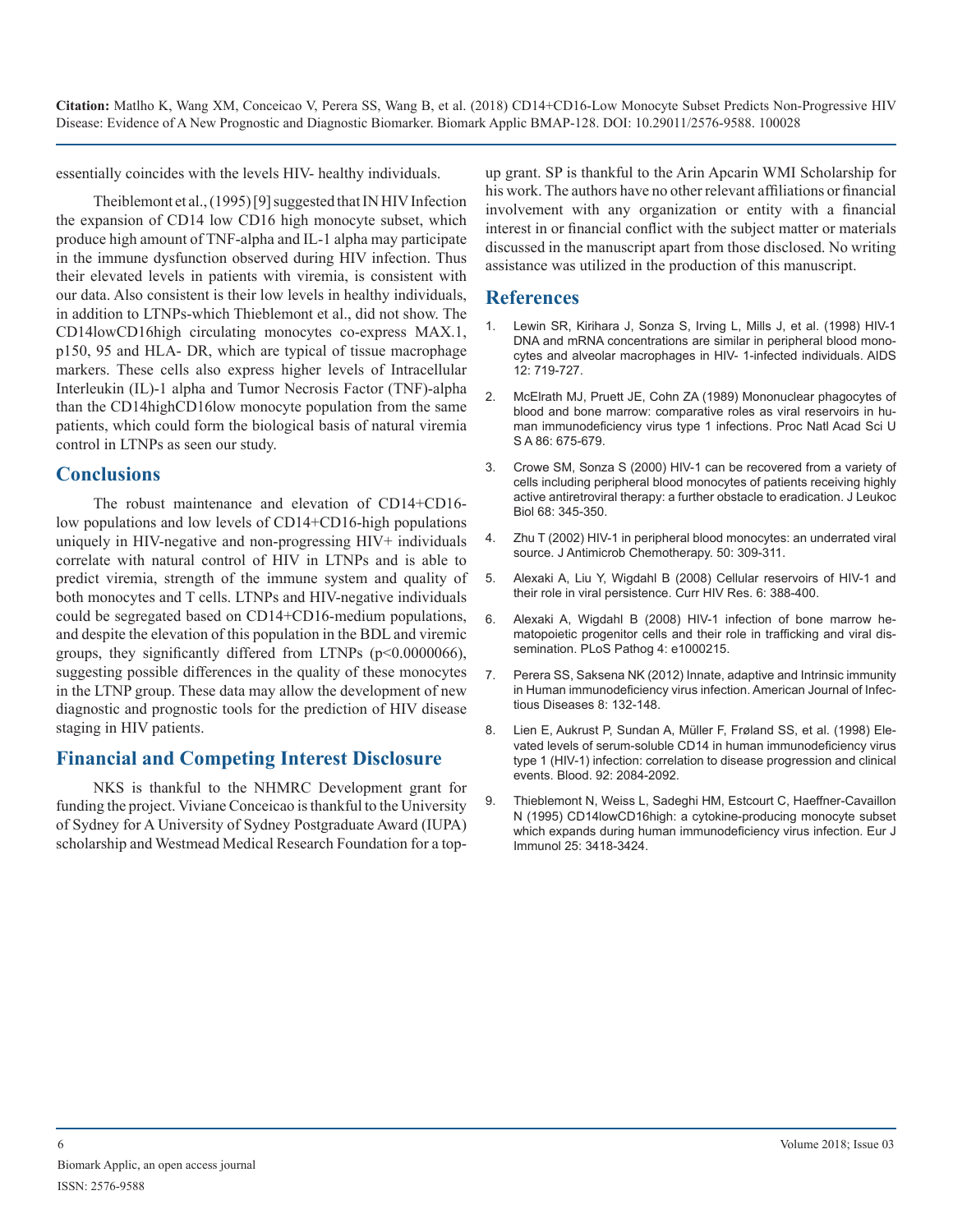essentially coincides with the levels HIV- healthy individuals.

Theiblemont et al., (1995) [9] suggested that IN HIV Infection the expansion of CD14 low CD16 high monocyte subset, which produce high amount of TNF-alpha and IL-1 alpha may participate in the immune dysfunction observed during HIV infection. Thus their elevated levels in patients with viremia, is consistent with our data. Also consistent is their low levels in healthy individuals, in addition to LTNPs-which Thieblemont et al., did not show. The CD14lowCD16high circulating monocytes co-express MAX.1, p150, 95 and HLA- DR, which are typical of tissue macrophage markers. These cells also express higher levels of Intracellular Interleukin (IL)-1 alpha and Tumor Necrosis Factor (TNF)-alpha than the CD14highCD16low monocyte population from the same patients, which could form the biological basis of natural viremia control in LTNPs as seen our study.

## Conclusions

The robust maintenance and elevation of CD14+CD16-low populations and low levels of CD14+CD16-high populations uniquely in HIV-negative and non-progressing HIV+ individuals correlate with natural control of HIV in LTNPs and is able to predict viremia, strength of the immune system and quality of both monocytes and T cells. LTNPs and HIV-negative individuals could be segregated based on CD14+CD16-medium populations, and despite the elevation of this population in the BDL and viremic groups, they significantly differed from LTNPs ($p<0.0000066$), suggesting possible differences in the quality of these monocytes in the LTNP group. These data may allow the development of new diagnostic and prognostic tools for the prediction of HIV disease staging in HIV patients.

## Financial and Competing Interest Disclosure

NKS is thankful to the NHMRC Development grant for funding the project. Viviane Conceicao is thankful to the University of Sydney for A University of Sydney Postgraduate Award (IUPA) scholarship and Westmead Medical Research Foundation for a top-up grant. SP is thankful to the Arin Apcarin WMI Scholarship for his work. The authors have no other relevant affiliations or financial involvement with any organization or entity with a financial interest in or financial conflict with the subject matter or materials discussed in the manuscript apart from those disclosed. No writing assistance was utilized in the production of this manuscript.

## References

1. Lewin SR, Kirihara J, Sonza S, Irving L, Mills J, et al. (1998) HIV-1 DNA and mRNA concentrations are similar in peripheral blood monocytes and alveolar macrophages in HIV- 1-infected individuals. AIDS 12: 719-727.
2. McElrath MJ, Pruett JE, Cohn ZA (1989) Mononuclear phagocytes of blood and bone marrow: comparative roles as viral reservoirs in human immunodeficiency virus type 1 infections. Proc Natl Acad Sci U S A 86: 675-679.
3. Crowe SM, Sonza S (2000) HIV-1 can be recovered from a variety of cells including peripheral blood monocytes of patients receiving highly active antiretroviral therapy: a further obstacle to eradication. J Leukoc Biol 68: 345-350.
4. Zhu T (2002) HIV-1 in peripheral blood monocytes: an underrated viral source. J Antimicrob Chemotherapy. 50: 309-311.
5. Alexaki A, Liu Y, Wigdahl B (2008) Cellular reservoirs of HIV-1 and their role in viral persistence. Curr HIV Res. 6: 388-400.
6. Alexaki A, Wigdahl B (2008) HIV-1 infection of bone marrow hematopoietic progenitor cells and their role in trafficking and viral dissemination. PLoS Pathog 4: e1000215.
7. Perera SS, Saksena NK (2012) Innate, adaptive and Intrinsic immunity in Human immunodeficiency virus infection. American Journal of Infectious Diseases 8: 132-148.
8. Lien E, Aukrust P, Sundan A, Müller F, Frøland SS, et al. (1998) Elevated levels of serum-soluble CD14 in human immunodeficiency virus type 1 (HIV-1) infection: correlation to disease progression and clinical events. Blood. 92: 2084-2092.
9. Thieblemont N, Weiss L, Sadeghi HM, Estcourt C, Haeffner-Cavaillon N (1995) CD14lowCD16high: a cytokine-producing monocyte subset which expands during human immunodeficiency virus infection. Eur J Immunol 25: 3418-3424.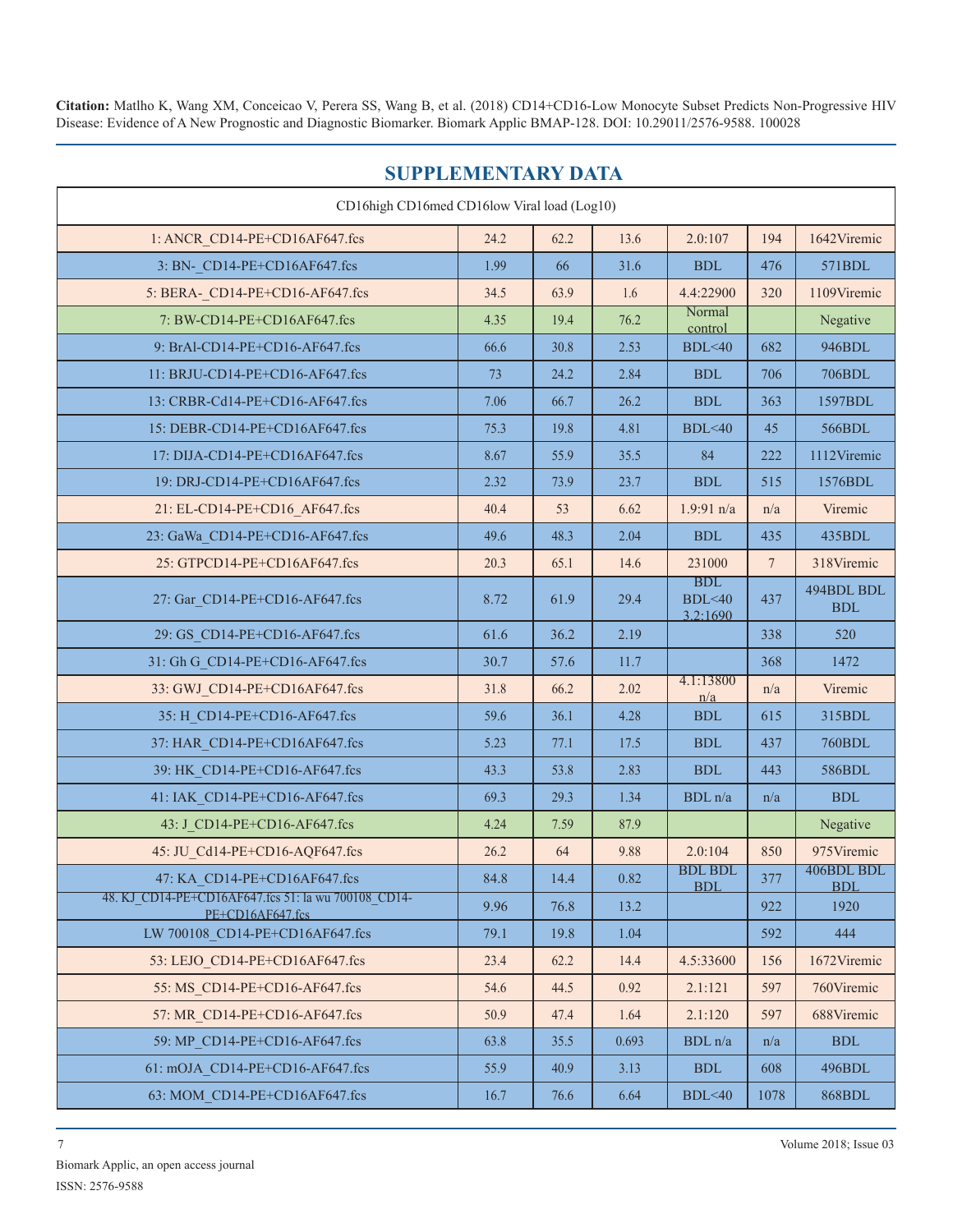**Citation:** Matlho K, Wang XM, Conceicao V, Perera SS, Wang B, et al. (2018) CD14+CD16-Low Monocyte Subset Predicts Non-Progressive HIV Disease: Evidence of A New Prognostic and Diagnostic Biomarker. Biomark Applic BMAP-128. DOI: 10.29011/2576-9588. 100028

## SUPPLEMENTARY DATA

| CD16high CD16med CD16low Viral load (Log10) | | | | | | |
|---|---|---|---|---|---|---|
| 1: ANCR_CD14-PE+CD16AF647.fcs | 24.2 | 62.2 | 13.6 | 2.0:107 | 194 | 1642Viremic |
| 3: BN-_CD14-PE+CD16AF647.fcs | 1.99 | 66 | 31.6 | BDL | 476 | 571BDL |
| 5: BERA-_CD14-PE+CD16-AF647.fcs | 34.5 | 63.9 | 1.6 | 4.4:22900 | 320 | 1109Viremic |
| 7: BW-CD14-PE+CD16AF647.fcs | 4.35 | 19.4 | 76.2 | Normal control | | Negative |
| 9: BrAl-CD14-PE+CD16-AF647.fcs | 66.6 | 30.8 | 2.53 | BDL<40 | 682 | 946BDL |
| 11: BRJU-CD14-PE+CD16-AF647.fcs | 73 | 24.2 | 2.84 | BDL | 706 | 706BDL |
| 13: CRBR-Cd14-PE+CD16-AF647.fcs | 7.06 | 66.7 | 26.2 | BDL | 363 | 1597BDL |
| 15: DEBR-CD14-PE+CD16AF647.fcs | 75.3 | 19.8 | 4.81 | BDL<40 | 45 | 566BDL |
| 17: DIJA-CD14-PE+CD16AF647.fcs | 8.67 | 55.9 | 35.5 | 84 | 222 | 1112Viremic |
| 19: DRJ-CD14-PE+CD16AF647.fcs | 2.32 | 73.9 | 23.7 | BDL | 515 | 1576BDL |
| 21: EL-CD14-PE+CD16_AF647.fcs | 40.4 | 53 | 6.62 | 1.9:91 n/a | n/a | Viremic |
| 23: GaWa_CD14-PE+CD16-AF647.fcs | 49.6 | 48.3 | 2.04 | BDL | 435 | 435BDL |
| 25: GTPCD14-PE+CD16AF647.fcs | 20.3 | 65.1 | 14.6 | 231000 | 7 | 318Viremic |
| 27: Gar_CD14-PE+CD16-AF647.fcs | 8.72 | 61.9 | 29.4 | BDL BDL<40 3.2:1690 | 437 | 494BDL BDL BDL |
| 29: GS_CD14-PE+CD16-AF647.fcs | 61.6 | 36.2 | 2.19 | | 338 | 520 |
| 31: Gh G_CD14-PE+CD16-AF647.fcs | 30.7 | 57.6 | 11.7 | | 368 | 1472 |
| 33: GWJ_CD14-PE+CD16-AF647.fcs | 31.8 | 66.2 | 2.02 | 4.1:13800 n/a | n/a | Viremic |
| 35: H_CD14-PE+CD16-AF647.fcs | 59.6 | 36.1 | 4.28 | BDL | 615 | 315BDL |
| 37: HAR_CD14-PE+CD16AF647.fcs | 5.23 | 77.1 | 17.5 | BDL | 437 | 760BDL |
| 39: HK_CD14-PE+CD16-AF647.fcs | 43.3 | 53.8 | 2.83 | BDL | 443 | 586BDL |
| 41: IAK_CD14-PE+CD16-AF647.fcs | 69.3 | 29.3 | 1.34 | BDL n/a | n/a | BDL |
| 43: J_CD14-PE+CD16-AF647.fcs | 4.24 | 7.59 | 87.9 | | | Negative |
| 45: JU_Cd14-PE+CD16-AQF647.fcs | 26.2 | 64 | 9.88 | 2.0:104 | 850 | 975Viremic |
| 47: KA_CD14-PE+CD16AF647.fcs | 84.8 | 14.4 | 0.82 | BDL BDL BDL | 377 | 406BDL BDL BDL |
| 48. KJ_CD14-PE+CD16AF647.fcs 51: la wu 700108_CD14-PE+CD16AF647.fcs | 9.96 | 76.8 | 13.2 | | 922 | 1920 |
| LW 700108_CD14-PE+CD16AF647.fcs | 79.1 | 19.8 | 1.04 | | 592 | 444 |
| 53: LEJO_CD14-PE+CD16AF647.fcs | 23.4 | 62.2 | 14.4 | 4.5:33600 | 156 | 1672Viremic |
| 55: MS_CD14-PE+CD16-AF647.fcs | 54.6 | 44.5 | 0.92 | 2.1:121 | 597 | 760Viremic |
| 57: MR_CD14-PE+CD16-AF647.fcs | 50.9 | 47.4 | 1.64 | 2.1:120 | 597 | 688Viremic |
| 59: MP_CD14-PE+CD16-AF647.fcs | 63.8 | 35.5 | 0.693 | BDL n/a | n/a | BDL |
| 61: mOJA_CD14-PE+CD16-AF647.fcs | 55.9 | 40.9 | 3.13 | BDL | 608 | 496BDL |
| 63: MOM_CD14-PE+CD16AF647.fcs | 16.7 | 76.6 | 6.64 | BDL<40 | 1078 | 868BDL |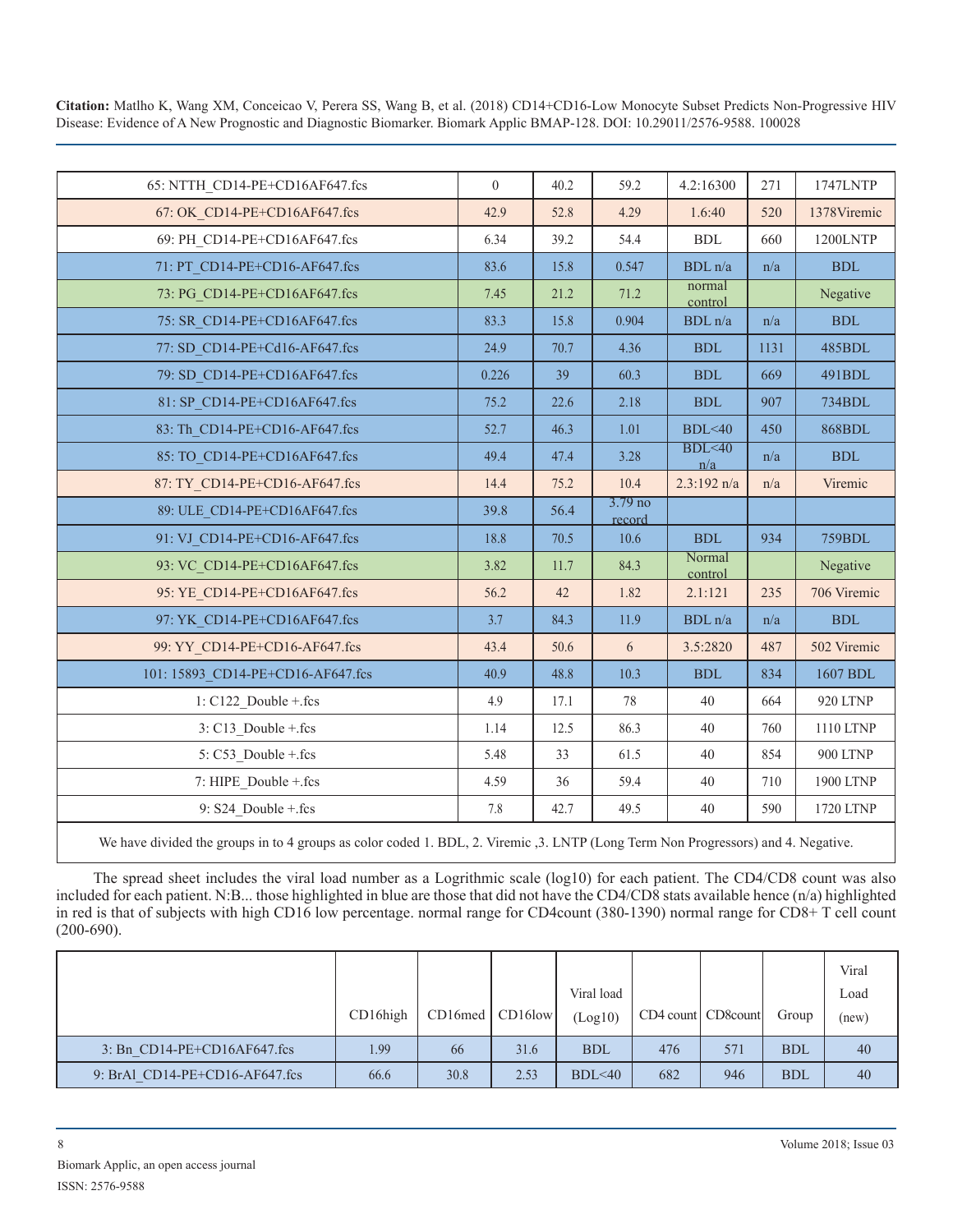| | | | | | | |
|---|---|---|---|---|---|---|
| 65: NTTH_CD14-PE+CD16AF647.fcs | 0 | 40.2 | 59.2 | 4.2:16300 | 271 | 1747LNTP |
| 67: OK_CD14-PE+CD16AF647.fcs | 42.9 | 52.8 | 4.29 | 1.6:40 | 520 | 1378Viremic |
| 69: PH_CD14-PE+CD16AF647.fcs | 6.34 | 39.2 | 54.4 | BDL | 660 | 1200LNTP |
| 71: PT_CD14-PE+CD16-AF647.fcs | 83.6 | 15.8 | 0.547 | BDL n/a | n/a | BDL |
| 73: PG_CD14-PE+CD16AF647.fcs | 7.45 | 21.2 | 71.2 | normal control | | Negative |
| 75: SR_CD14-PE+CD16AF647.fcs | 83.3 | 15.8 | 0.904 | BDL n/a | n/a | BDL |
| 77: SD_CD14-PE+Cd16-AF647.fcs | 24.9 | 70.7 | 4.36 | BDL | 1131 | 485BDL |
| 79: SD_CD14-PE+CD16AF647.fcs | 0.226 | 39 | 60.3 | BDL | 669 | 491BDL |
| 81: SP_CD14-PE+CD16AF647.fcs | 75.2 | 22.6 | 2.18 | BDL | 907 | 734BDL |
| 83: Th_CD14-PE+CD16-AF647.fcs | 52.7 | 46.3 | 1.01 | BDL<40 | 450 | 868BDL |
| 85: TO_CD14-PE+CD16AF647.fcs | 49.4 | 47.4 | 3.28 | BDL<40 n/a | n/a | BDL |
| 87: TY_CD14-PE+CD16-AF647.fcs | 14.4 | 75.2 | 10.4 | 2.3:192 n/a | n/a | Viremic |
| 89: ULE_CD14-PE+CD16AF647.fcs | 39.8 | 56.4 | 3.79 no record | | | |
| 91: VJ_CD14-PE+CD16-AF647.fcs | 18.8 | 70.5 | 10.6 | BDL | 934 | 759BDL |
| 93: VC_CD14-PE+CD16AF647.fcs | 3.82 | 11.7 | 84.3 | Normal control | | Negative |
| 95: YE_CD14-PE+CD16-AF647.fcs | 56.2 | 42 | 1.82 | 2.1:121 | 235 | 706 Viremic |
| 97: YK_CD14-PE+CD16AF647.fcs | 3.7 | 84.3 | 11.9 | BDL n/a | n/a | BDL |
| 99: YY_CD14-PE+CD16-AF647.fcs | 43.4 | 50.6 | 6 | 3.5:2820 | 487 | 502 Viremic |
| 101: 15893_CD14-PE+CD16-AF647.fcs | 40.9 | 48.8 | 10.3 | BDL | 834 | 1607 BDL |
| 1: C122_Double +.fcs | 4.9 | 17.1 | 78 | 40 | 664 | 920 LTNP |
| 3: C13_Double +.fcs | 1.14 | 12.5 | 86.3 | 40 | 760 | 1110 LTNP |
| 5: C53_Double +.fcs | 5.48 | 33 | 61.5 | 40 | 854 | 900 LTNP |
| 7: HIPE_Double +.fcs | 4.59 | 36 | 59.4 | 40 | 710 | 1900 LTNP |
| 9: S24_Double +.fcs | 7.8 | 42.7 | 49.5 | 40 | 590 | 1720 LTNP |

We have divided the groups in to 4 groups as color coded 1. BDL, 2. Viremic ,3. LNTP (Long Term Non Progressors) and 4. Negative.

The spread sheet includes the viral load number as a Logrithmic scale (log10) for each patient. The CD4/CD8 count was also included for each patient. N:B... those highlighted in blue are those that did not have the CD4/CD8 stats available hence (n/a) highlighted in red is that of subjects with high CD16 low percentage. normal range for CD4count (380-1390) normal range for CD8+ T cell count (200-690).

| | CD16high | CD16med | CD16low | Viral load (Log10) | CD4 count | CD8count | Group | Viral Load (new) |
|---|---|---|---|---|---|---|---|---|
| 3: Bn_CD14-PE+CD16AF647.fcs | 1.99 | 66 | 31.6 | BDL | 476 | 571 | BDL | 40 |
| 9: BrAl_CD14-PE+CD16-AF647.fcs | 66.6 | 30.8 | 2.53 | BDL<40 | 682 | 946 | BDL | 40 |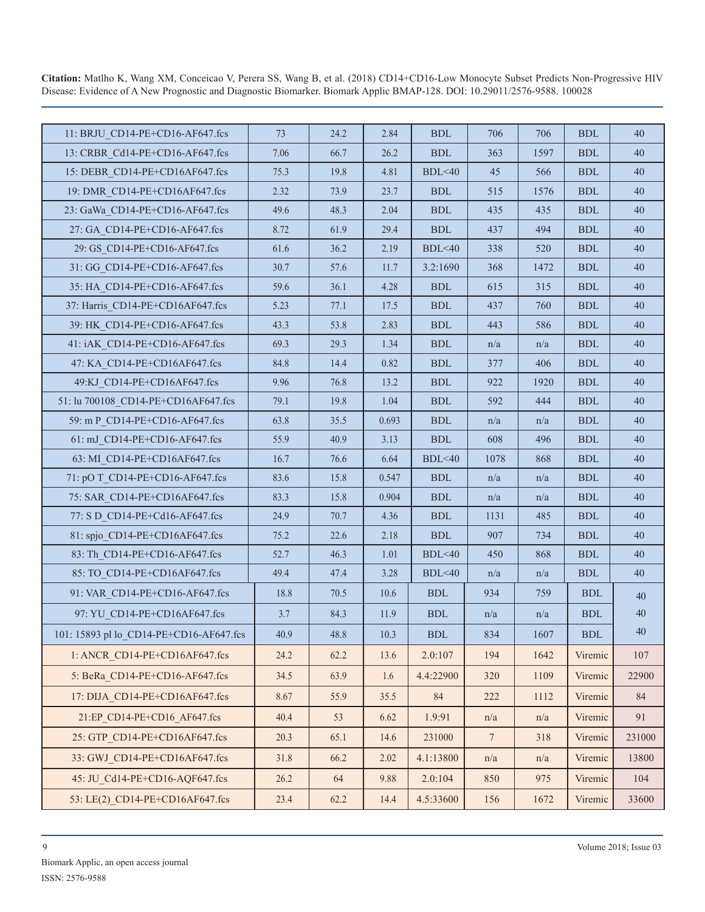| | | | | | | | | |
|---|---|---|---|---|---|---|---|---|
| 11: BRJU_CD14-PE+CD16-AF647.fcs | 73 | 24.2 | 2.84 | BDL | 706 | 706 | BDL | 40 |
| 13: CRBR_Cd14-PE+CD16-AF647.fcs | 7.06 | 66.7 | 26.2 | BDL | 363 | 1597 | BDL | 40 |
| 15: DEBR_CD14-PE+CD16AF647.fcs | 75.3 | 19.8 | 4.81 | BDL<40 | 45 | 566 | BDL | 40 |
| 19: DMR_CD14-PE+CD16AF647.fcs | 2.32 | 73.9 | 23.7 | BDL | 515 | 1576 | BDL | 40 |
| 23: GaWa_CD14-PE+CD16-AF647.fcs | 49.6 | 48.3 | 2.04 | BDL | 435 | 435 | BDL | 40 |
| 27: GA_CD14-PE+CD16-AF647.fcs | 8.72 | 61.9 | 29.4 | BDL | 437 | 494 | BDL | 40 |
| 29: GS_CD14-PE+CD16-AF647.fcs | 61.6 | 36.2 | 2.19 | BDL<40 | 338 | 520 | BDL | 40 |
| 31: GG_CD14-PE+CD16-AF647.fcs | 30.7 | 57.6 | 11.7 | 3.2:1690 | 368 | 1472 | BDL | 40 |
| 35: HA_CD14-PE+CD16-AF647.fcs | 59.6 | 36.1 | 4.28 | BDL | 615 | 315 | BDL | 40 |
| 37: Harris_CD14-PE+CD16AF647.fcs | 5.23 | 77.1 | 17.5 | BDL | 437 | 760 | BDL | 40 |
| 39: HK_CD14-PE+CD16-AF647.fcs | 43.3 | 53.8 | 2.83 | BDL | 443 | 586 | BDL | 40 |
| 41: iAK_CD14-PE+CD16-AF647.fcs | 69.3 | 29.3 | 1.34 | BDL | n/a | n/a | BDL | 40 |
| 47: KA_CD14-PE+CD16AF647.fcs | 84.8 | 14.4 | 0.82 | BDL | 377 | 406 | BDL | 40 |
| 49:KJ_CD14-PE+CD16AF647.fcs | 9.96 | 76.8 | 13.2 | BDL | 922 | 1920 | BDL | 40 |
| 51: lu 700108_CD14-PE+CD16AF647.fcs | 79.1 | 19.8 | 1.04 | BDL | 592 | 444 | BDL | 40 |
| 59: m P_CD14-PE+CD16-AF647.fcs | 63.8 | 35.5 | 0.693 | BDL | n/a | n/a | BDL | 40 |
| 61: mJ_CD14-PE+CD16-AF647.fcs | 55.9 | 40.9 | 3.13 | BDL | 608 | 496 | BDL | 40 |
| 63: MI_CD14-PE+CD16AF647.fcs | 16.7 | 76.6 | 6.64 | BDL<40 | 1078 | 868 | BDL | 40 |
| 71: pO T_CD14-PE+CD16-AF647.fcs | 83.6 | 15.8 | 0.547 | BDL | n/a | n/a | BDL | 40 |
| 75: SAR_CD14-PE+CD16AF647.fcs | 83.3 | 15.8 | 0.904 | BDL | n/a | n/a | BDL | 40 |
| 77: S D_CD14-PE+Cd16-AF647.fcs | 24.9 | 70.7 | 4.36 | BDL | 1131 | 485 | BDL | 40 |
| 81: spjo_CD14-PE+CD16AF647.fcs | 75.2 | 22.6 | 2.18 | BDL | 907 | 734 | BDL | 40 |
| 83: Th_CD14-PE+CD16-AF647.fcs | 52.7 | 46.3 | 1.01 | BDL<40 | 450 | 868 | BDL | 40 |
| 85: TO_CD14-PE+CD16AF647.fcs | 49.4 | 47.4 | 3.28 | BDL<40 | n/a | n/a | BDL | 40 |
| 91: VAR_CD14-PE+CD16-AF647.fcs | 18.8 | 70.5 | 10.6 | BDL | 934 | 759 | BDL | 40 |
| 97: YU_CD14-PE+CD16AF647.fcs | 3.7 | 84.3 | 11.9 | BDL | n/a | n/a | BDL | 40 |
| 101: 15893 pl lo_CD14-PE+CD16-AF647.fcs | 40.9 | 48.8 | 10.3 | BDL | 834 | 1607 | BDL | 40 |
| 1: ANCR_CD14-PE+CD16AF647.fcs | 24.2 | 62.2 | 13.6 | 2.0:107 | 194 | 1642 | Viremic | 107 |
| 5: BeRa_CD14-PE+CD16-AF647.fcs | 34.5 | 63.9 | 1.6 | 4.4:22900 | 320 | 1109 | Viremic | 22900 |
| 17: DIJA_CD14-PE+CD16AF647.fcs | 8.67 | 55.9 | 35.5 | 84 | 222 | 1112 | Viremic | 84 |
| 21:EP_CD14-PE+CD16_AF647.fcs | 40.4 | 53 | 6.62 | 1.9:91 | n/a | n/a | Viremic | 91 |
| 25: GTP_CD14-PE+CD16AF647.fcs | 20.3 | 65.1 | 14.6 | 231000 | 7 | 318 | Viremic | 231000 |
| 33: GWJ_CD14-PE+CD16AF647.fcs | 31.8 | 66.2 | 2.02 | 4.1:13800 | n/a | n/a | Viremic | 13800 |
| 45: JU_Cd14-PE+CD16-AQF647.fcs | 26.2 | 64 | 9.88 | 2.0:104 | 850 | 975 | Viremic | 104 |
| 53: LE(2)_CD14-PE+CD16AF647.fcs | 23.4 | 62.2 | 14.4 | 4.5:33600 | 156 | 1672 | Viremic | 33600 |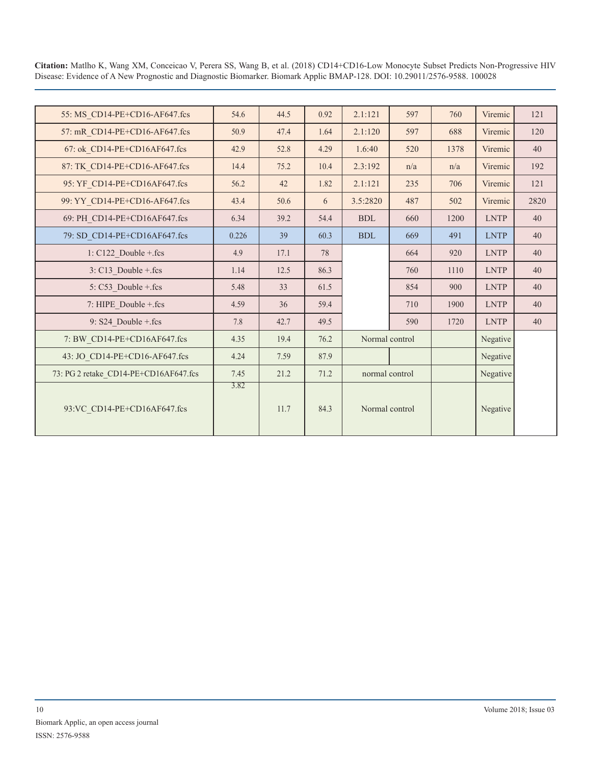| | | | | | | | | |
|---|---|---|---|---|---|---|---|---|
| 55: MS_CD14-PE+CD16-AF647.fcs | 54.6 | 44.5 | 0.92 | 2.1:121 | 597 | 760 | Viremic | 121 |
| 57: mR_CD14-PE+CD16-AF647.fcs | 50.9 | 47.4 | 1.64 | 2.1:120 | 597 | 688 | Viremic | 120 |
| 67: ok_CD14-PE+CD16AF647.fcs | 42.9 | 52.8 | 4.29 | 1.6:40 | 520 | 1378 | Viremic | 40 |
| 87: TK_CD14-PE+CD16-AF647.fcs | 14.4 | 75.2 | 10.4 | 2.3:192 | n/a | n/a | Viremic | 192 |
| 95: YF_CD14-PE+CD16AF647.fcs | 56.2 | 42 | 1.82 | 2.1:121 | 235 | 706 | Viremic | 121 |
| 99: YY_CD14-PE+CD16-AF647.fcs | 43.4 | 50.6 | 6 | 3.5:2820 | 487 | 502 | Viremic | 2820 |
| 69: PH_CD14-PE+CD16AF647.fcs | 6.34 | 39.2 | 54.4 | BDL | 660 | 1200 | LNTP | 40 |
| 79: SD_CD14-PE+CD16AF647.fcs | 0.226 | 39 | 60.3 | BDL | 669 | 491 | LNTP | 40 |
| 1: C122_Double +.fcs | 4.9 | 17.1 | 78 | | 664 | 920 | LNTP | 40 |
| 3: C13_Double +.fcs | 1.14 | 12.5 | 86.3 | | 760 | 1110 | LNTP | 40 |
| 5: C53_Double +.fcs | 5.48 | 33 | 61.5 | | 854 | 900 | LNTP | 40 |
| 7: HIPE_Double +.fcs | 4.59 | 36 | 59.4 | | 710 | 1900 | LNTP | 40 |
| 9: S24_Double +.fcs | 7.8 | 42.7 | 49.5 | | 590 | 1720 | LNTP | 40 |
| 7: BW_CD14-PE+CD16AF647.fcs | 4.35 | 19.4 | 76.2 | Normal control | | | Negative | |
| 43: JO_CD14-PE+CD16-AF647.fcs | 4.24 | 7.59 | 87.9 | | | | Negative | |
| 73: PG 2 retake_CD14-PE+CD16AF647.fcs | 7.45 | 21.2 | 71.2 | normal control | | | Negative | |
| 93:VC_CD14-PE+CD16AF647.fcs | 3.82 | 11.7 | 84.3 | Normal control | | | Negative | |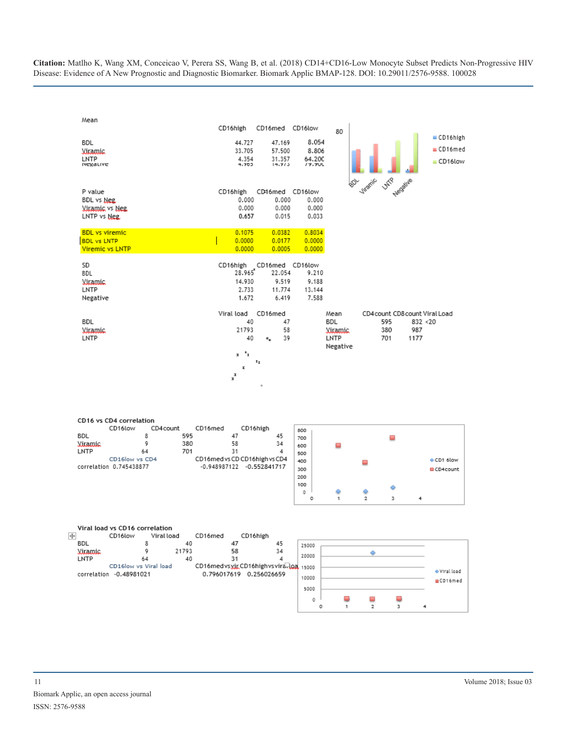Mean

| | CD16high | CD16med | CD16low |
|---|---|---|---|
| BDL | 44.727 | 47.169 | 8.054 |
| Viramic | 33.705 | 57.500 | 8.806 |
| LNTP | 4.354 | 31.357 | 64.200 |
| Negative | 4.965 | 14.973 | 79.900 |

80

CD16high

CD16med

CD16low

BDL Viramic LNTP Negative

| P value | CD16high | CD16med | CD16low |
|---|---|---|---|
| BDL vs Neg | 0.000 | 0.000 | 0.000 |
| Viramic vs Neg | 0.000 | 0.000 | 0.000 |
| LNTP vs Neg | 0.657 | 0.015 | 0.033 |
| BDL vs viremic | 0.1075 | 0.0382 | 0.8034 |
| BDL vs LNTP | 0.0000 | 0.0177 | 0.0000 |
| Viremic vs LNTP | 0.0000 | 0.0005 | 0.0000 |

| SD | CD16high | CD16med | CD16low |
|---|---|---|---|
| BDL | 28.965 | 22.054 | 9.210 |
| Viramic | 14.930 | 9.519 | 9.188 |
| LNTP | 2.733 | 11.774 | 13.144 |
| Negative | 1.672 | 6.419 | 7.588 |

| | Viral load | CD16med |
|---|---|---|
| BDL | 40 | 47 |
| Viramic | 21793 | 58 |
| LNTP | 40 | 39 |

| Mean | CD4count | CD8count | Viral Load |
|---|---|---|---|
| BDL | 595 | 832 | <20 |
| Viramic | 380 | 987 | |
| LNTP | 701 | 1177 | |
| Negative | | | |

**CD16 vs CD4 correlation**

| | CD16low | CD4count | CD16med | CD16high |
|---|---|---|---|---|
| BDL | 8 | 595 | 47 | 45 |
| Viramic | 9 | 380 | 58 | 34 |
| LNTP | 64 | 701 | 31 | 4 |
| | CD16low vs CD4 | | CD16med vs CD | CD16high vs CD4 |
| correlation | 0.745438877 | | -0.948987122 | -0.552841717 |

800 700 600 500 400 300 200 100 0

0 1 2 3 4

CD16low

CD4count

**Viral load vs CD16 correlation**

| | CD16low | Viral load | CD16med | CD16high |
|---|---|---|---|---|
| BDL | 8 | 40 | 47 | 45 |
| Viramic | 9 | 21793 | 58 | 34 |
| LNTP | 64 | 40 | 31 | 4 |
| | CD16low vs Viral load | | CD16med vs vir | CD16high vs viral load |
| correlation | -0.48981021 | | 0.796017619 | 0.256026659 |

25000 20000 15000 10000 5000 0

0 1 2 3 4

Viral load

CD16med